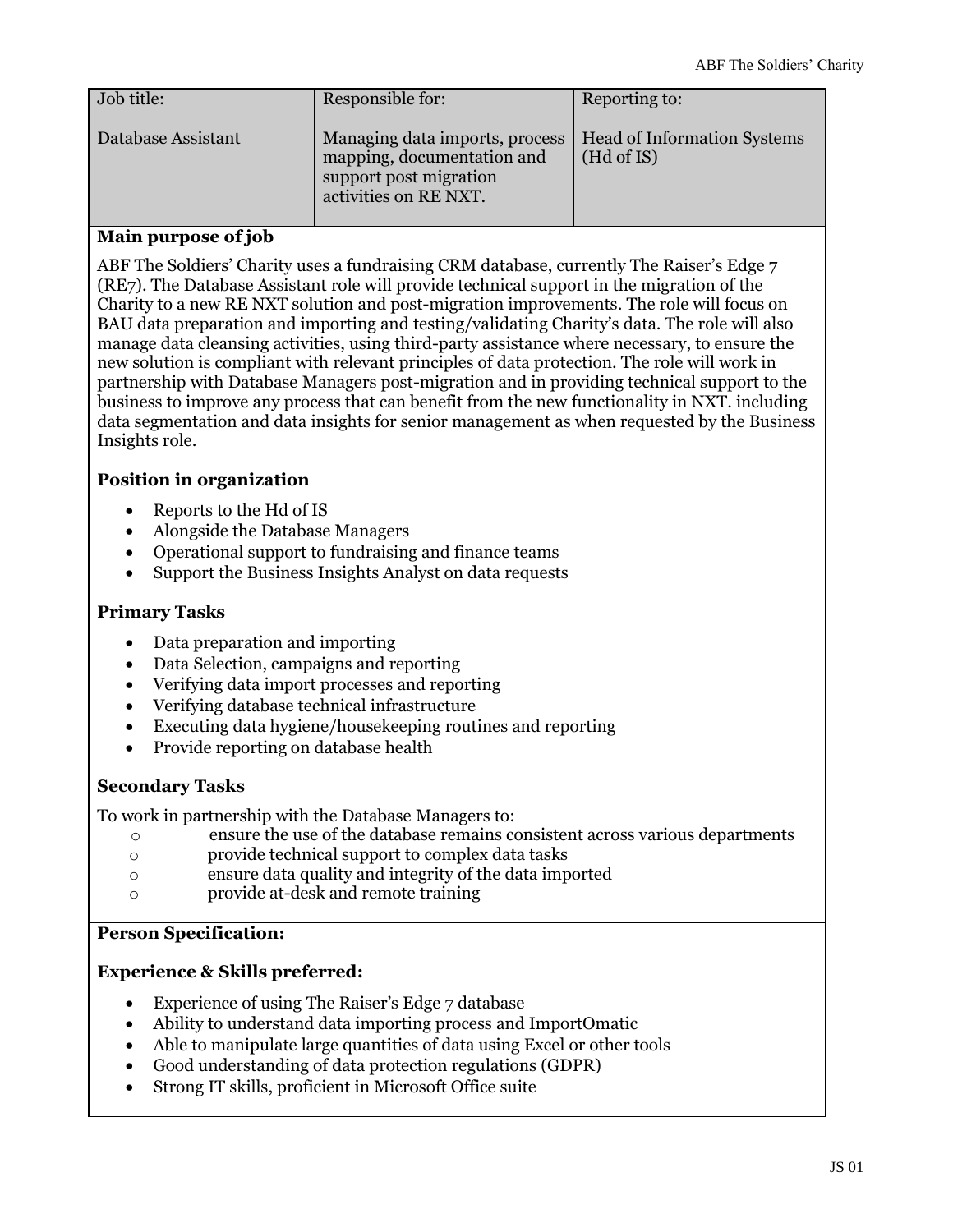| Job title: | Responsible for: | Reporting to: |
|---|---|---|
| Database Assistant | Managing data imports, process mapping, documentation and support post migration activities on RE NXT. | Head of Information Systems (Hd of IS) |

**Main purpose of job**

ABF The Soldiers' Charity uses a fundraising CRM database, currently The Raiser's Edge 7 (RE7). The Database Assistant role will provide technical support in the migration of the Charity to a new RE NXT solution and post-migration improvements. The role will focus on BAU data preparation and importing and testing/validating Charity's data. The role will also manage data cleansing activities, using third-party assistance where necessary, to ensure the new solution is compliant with relevant principles of data protection. The role will work in partnership with Database Managers post-migration and in providing technical support to the business to improve any process that can benefit from the new functionality in NXT. including data segmentation and data insights for senior management as when requested by the Business Insights role.

**Position in organization**

- Reports to the Hd of IS
- Alongside the Database Managers
- Operational support to fundraising and finance teams
- Support the Business Insights Analyst on data requests

**Primary Tasks**

- Data preparation and importing
- Data Selection, campaigns and reporting
- Verifying data import processes and reporting
- Verifying database technical infrastructure
- Executing data hygiene/housekeeping routines and reporting
- Provide reporting on database health

**Secondary Tasks**

To work in partnership with the Database Managers to:

- ensure the use of the database remains consistent across various departments
- provide technical support to complex data tasks
- ensure data quality and integrity of the data imported
- provide at-desk and remote training

**Person Specification:**

**Experience & Skills preferred:**

- Experience of using The Raiser's Edge 7 database
- Ability to understand data importing process and ImportOmatic
- Able to manipulate large quantities of data using Excel or other tools
- Good understanding of data protection regulations (GDPR)
- Strong IT skills, proficient in Microsoft Office suite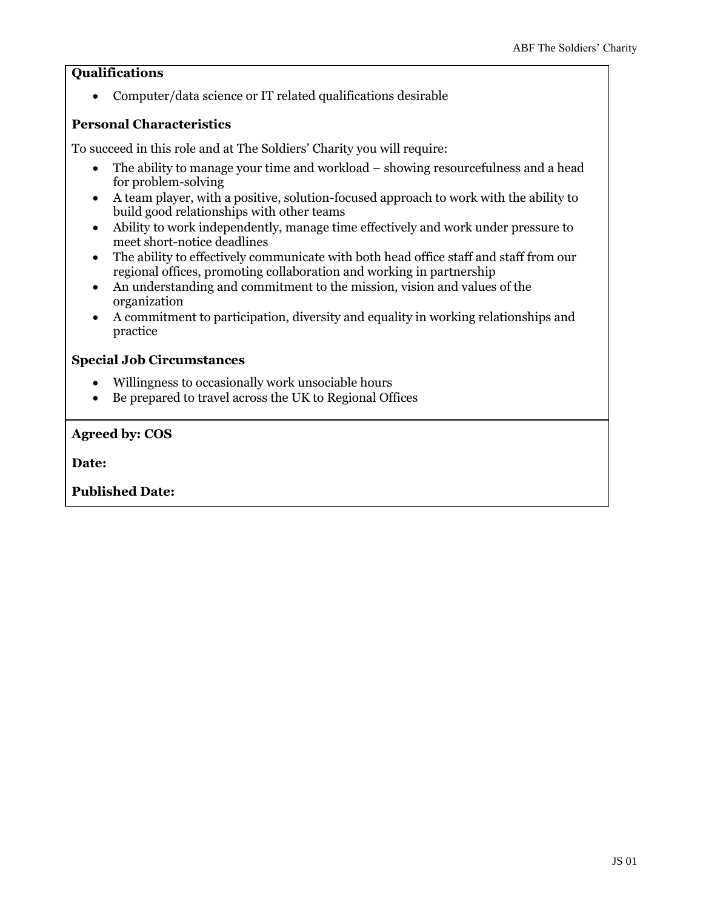**Qualifications**

- Computer/data science or IT related qualifications desirable

**Personal Characteristics**

To succeed in this role and at The Soldiers' Charity you will require:

- The ability to manage your time and workload – showing resourcefulness and a head for problem-solving
- A team player, with a positive, solution-focused approach to work with the ability to build good relationships with other teams
- Ability to work independently, manage time effectively and work under pressure to meet short-notice deadlines
- The ability to effectively communicate with both head office staff and staff from our regional offices, promoting collaboration and working in partnership
- An understanding and commitment to the mission, vision and values of the organization
- A commitment to participation, diversity and equality in working relationships and practice

**Special Job Circumstances**

- Willingness to occasionally work unsociable hours
- Be prepared to travel across the UK to Regional Offices

**Agreed by: COS**

**Date:**

**Published Date:**